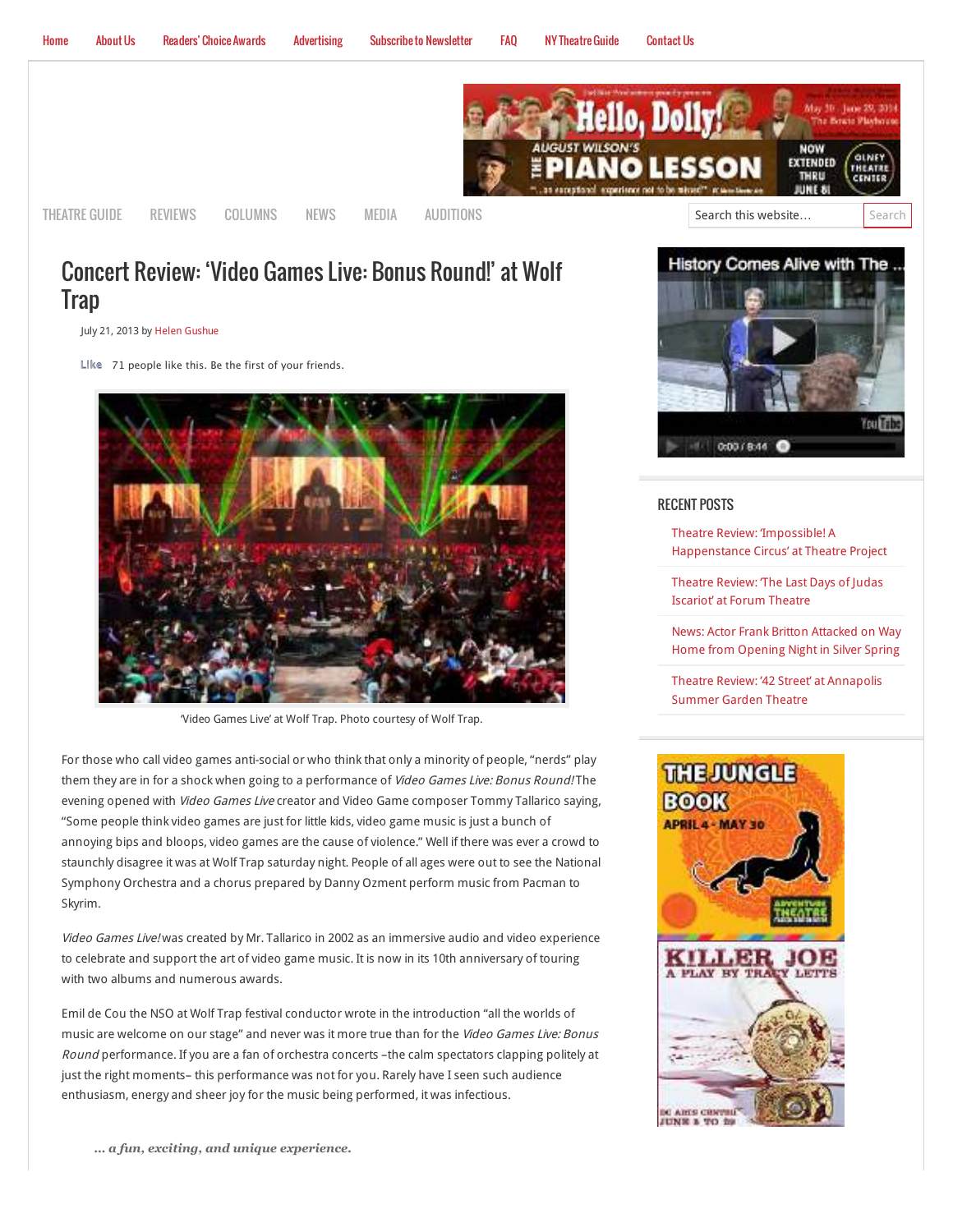Home | About Us | Readers' Choice Awards | Advertising | Subscribe to Newsletter | FAQ | NY Theatre Guide | Contact Us

THEATRE GUIDE | REVIEWS | COLUMNS | NEWS | MEDIA | AUDITIONS

# Concert Review: 'Video Games Live: Bonus Round!' at Wolf Trap

July 21, 2013 by Helen Gushue

Like 71 people like this. Be the first of your friends.

'Video Games Live' at Wolf Trap. Photo courtesy of Wolf Trap.

For those who call video games anti-social or who think that only a minority of people, "nerds" play them they are in for a shock when going to a performance of *Video Games Live: Bonus Round!* The evening opened with *Video Games Live* creator and Video Game composer Tommy Tallarico saying, "Some people think video games are just for little kids, video game music is just a bunch of annoying bips and bloops, video games are the cause of violence." Well if there was ever a crowd to staunchly disagree it was at Wolf Trap saturday night. People of all ages were out to see the National Symphony Orchestra and a chorus prepared by Danny Ozment perform music from Pacman to Skyrim.

*Video Games Live!* was created by Mr. Tallarico in 2002 as an immersive audio and video experience to celebrate and support the art of video game music. It is now in its 10th anniversary of touring with two albums and numerous awards.

Emil de Cou the NSO at Wolf Trap festival conductor wrote in the introduction "all the worlds of music are welcome on our stage" and never was it more true than for the *Video Games Live: Bonus Round* performance. If you are a fan of orchestra concerts –the calm spectators clapping politely at just the right moments– this performance was not for you. Rarely have I seen such audience enthusiasm, energy and sheer joy for the music being performed, it was infectious.

> ***… a fun, exciting, and unique experience.***

## RECENT POSTS

- Theatre Review: 'Impossible! A Happenstance Circus' at Theatre Project
- Theatre Review: 'The Last Days of Judas Iscariot' at Forum Theatre
- News: Actor Frank Britton Attacked on Way Home from Opening Night in Silver Spring
- Theatre Review: '42 Street' at Annapolis Summer Garden Theatre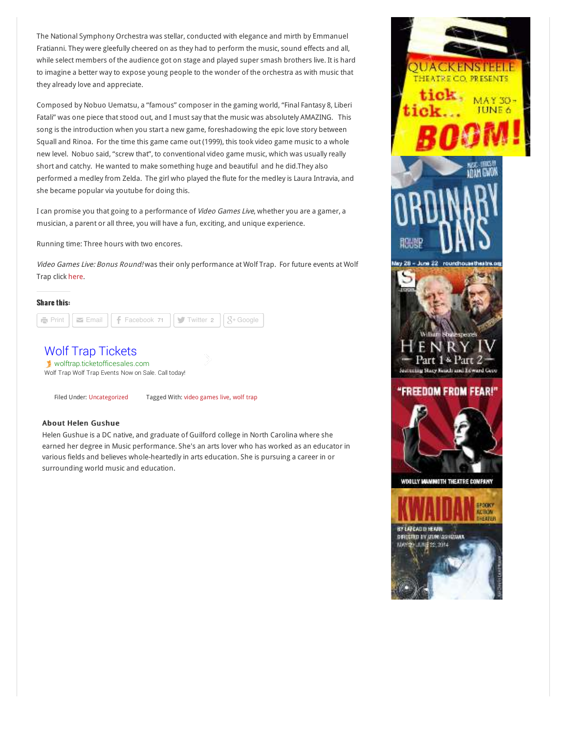The National Symphony Orchestra was stellar, conducted with elegance and mirth by Emmanuel Fratianni. They were gleefully cheered on as they had to perform the music, sound effects and all, while select members of the audience got on stage and played super smash brothers live. It is hard to imagine a better way to expose young people to the wonder of the orchestra as with music that they already love and appreciate.

Composed by Nobuo Uematsu, a "famous" composer in the gaming world, "Final Fantasy 8, Liberi Fatali" was one piece that stood out, and I must say that the music was absolutely AMAZING. This song is the introduction when you start a new game, foreshadowing the epic love story between Squall and Rinoa. For the time this game came out (1999), this took video game music to a whole new level. Nobuo said, "screw that", to conventional video game music, which was usually really short and catchy. He wanted to make something huge and beautiful and he did.They also performed a medley from Zelda. The girl who played the flute for the medley is Laura Intravia, and she became popular via youtube for doing this.

I can promise you that going to a performance of *Video Games Live*, whether you are a gamer, a musician, a parent or all three, you will have a fun, exciting, and unique experience.

Running time: Three hours with two encores.

*Video Games Live: Bonus Round!* was their only performance at Wolf Trap. For future events at Wolf Trap click here.

**Share this:**

Print | Email | Facebook 71 | Twitter 2 | Google

Wolf Trap Tickets
wolftrap.ticketofficesales.com
Wolf Trap Wolf Trap Events Now on Sale. Call today!

Filed Under: Uncategorized    Tagged With: video games live, wolf trap

### About Helen Gushue

Helen Gushue is a DC native, and graduate of Guilford college in North Carolina where she earned her degree in Music performance. She's an arts lover who has worked as an educator in various fields and believes whole-heartedly in arts education. She is pursuing a career in or surrounding world music and education.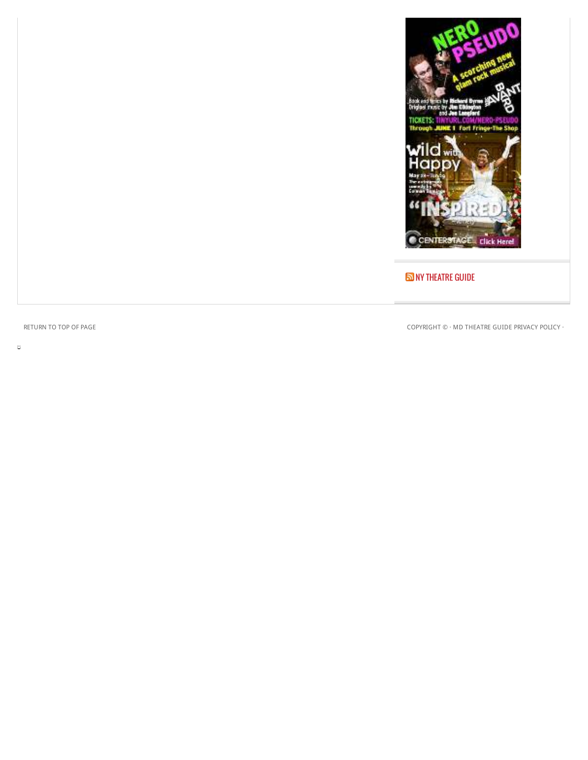### NY THEATRE GUIDE

RETURN TO TOP OF PAGE

COPYRIGHT © · MD THEATRE GUIDE PRIVACY POLICY ·